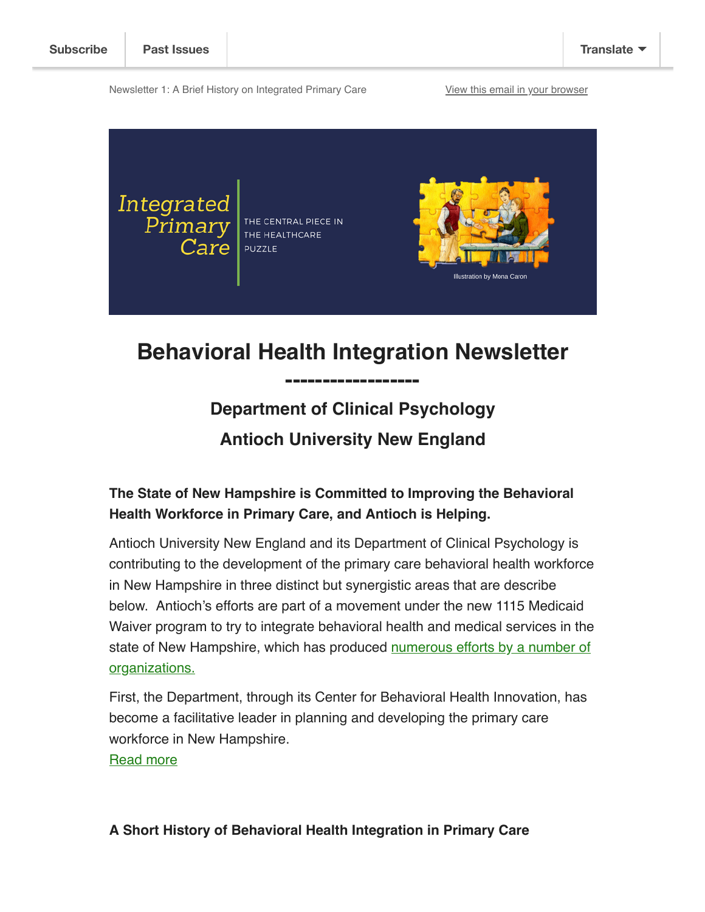Subscribe | Past Issues | Translate

Newsletter 1: A Brief History on Integrated Primary Care

View this email in your browser

Integrated Primary Care

THE CENTRAL PIECE IN THE HEALTHCARE PUZZLE

Illustration by Mona Caron

# Behavioral Health Integration Newsletter

------------------

## Department of Clinical Psychology

## Antioch University New England

**The State of New Hampshire is Committed to Improving the Behavioral Health Workforce in Primary Care, and Antioch is Helping.**

Antioch University New England and its Department of Clinical Psychology is contributing to the development of the primary care behavioral health workforce in New Hampshire in three distinct but synergistic areas that are describe below. Antioch's efforts are part of a movement under the new 1115 Medicaid Waiver program to try to integrate behavioral health and medical services in the state of New Hampshire, which has produced numerous efforts by a number of organizations.

First, the Department, through its Center for Behavioral Health Innovation, has become a facilitative leader in planning and developing the primary care workforce in New Hampshire.
Read more

**A Short History of Behavioral Health Integration in Primary Care**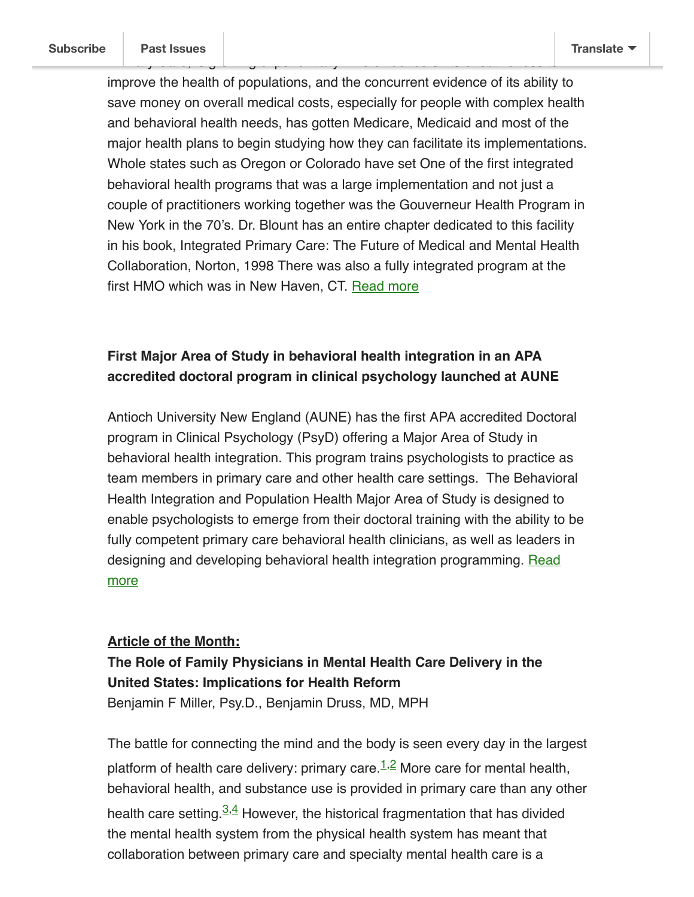improve the health of populations, and the concurrent evidence of its ability to save money on overall medical costs, especially for people with complex health and behavioral health needs, has gotten Medicare, Medicaid and most of the major health plans to begin studying how they can facilitate its implementations. Whole states such as Oregon or Colorado have set One of the first integrated behavioral health programs that was a large implementation and not just a couple of practitioners working together was the Gouverneur Health Program in New York in the 70's. Dr. Blount has an entire chapter dedicated to this facility in his book, Integrated Primary Care: The Future of Medical and Mental Health Collaboration, Norton, 1998 There was also a fully integrated program at the first HMO which was in New Haven, CT. Read more

**First Major Area of Study in behavioral health integration in an APA accredited doctoral program in clinical psychology launched at AUNE**

Antioch University New England (AUNE) has the first APA accredited Doctoral program in Clinical Psychology (PsyD) offering a Major Area of Study in behavioral health integration. This program trains psychologists to practice as team members in primary care and other health care settings. The Behavioral Health Integration and Population Health Major Area of Study is designed to enable psychologists to emerge from their doctoral training with the ability to be fully competent primary care behavioral health clinicians, as well as leaders in designing and developing behavioral health integration programming. Read more

**Article of the Month:**
**The Role of Family Physicians in Mental Health Care Delivery in the United States: Implications for Health Reform**
Benjamin F Miller, Psy.D., Benjamin Druss, MD, MPH

The battle for connecting the mind and the body is seen every day in the largest platform of health care delivery: primary care.[1,2] More care for mental health, behavioral health, and substance use is provided in primary care than any other health care setting.[3,4] However, the historical fragmentation that has divided the mental health system from the physical health system has meant that collaboration between primary care and specialty mental health care is a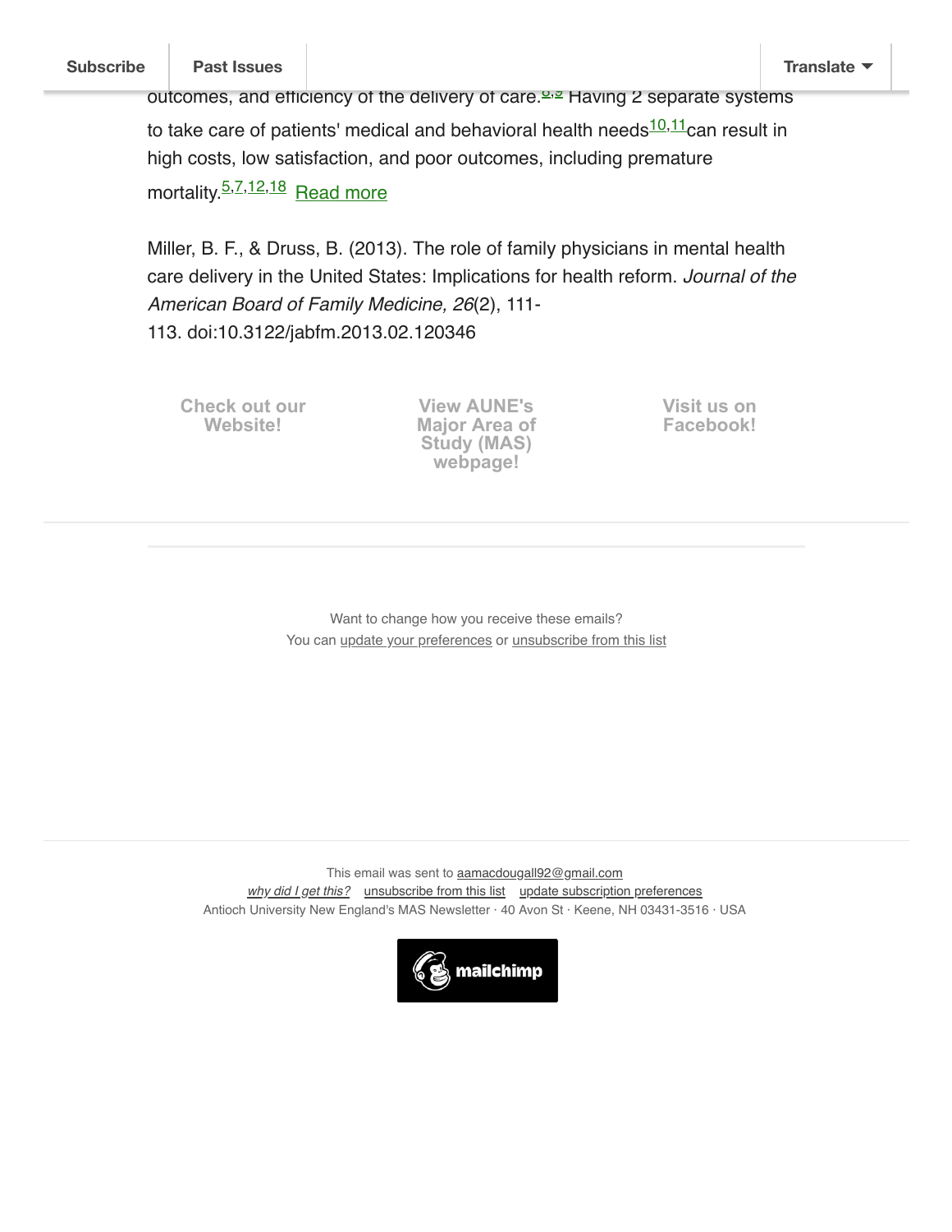outcomes, and efficiency of the delivery of care.[8,9] Having 2 separate systems to take care of patients' medical and behavioral health needs[10,11] can result in high costs, low satisfaction, and poor outcomes, including premature mortality.[5,7,12,18] Read more

Miller, B. F., & Druss, B. (2013). The role of family physicians in mental health care delivery in the United States: Implications for health reform. *Journal of the American Board of Family Medicine, 26*(2), 111-113. doi:10.3122/jabfm.2013.02.120346

**Check out our Website!**

**View AUNE's Major Area of Study (MAS) webpage!**

**Visit us on Facebook!**

Want to change how you receive these emails?
You can update your preferences or unsubscribe from this list

This email was sent to aamacdougall92@gmail.com
*why did I get this?* unsubscribe from this list update subscription preferences
Antioch University New England's MAS Newsletter · 40 Avon St · Keene, NH 03431-3516 · USA